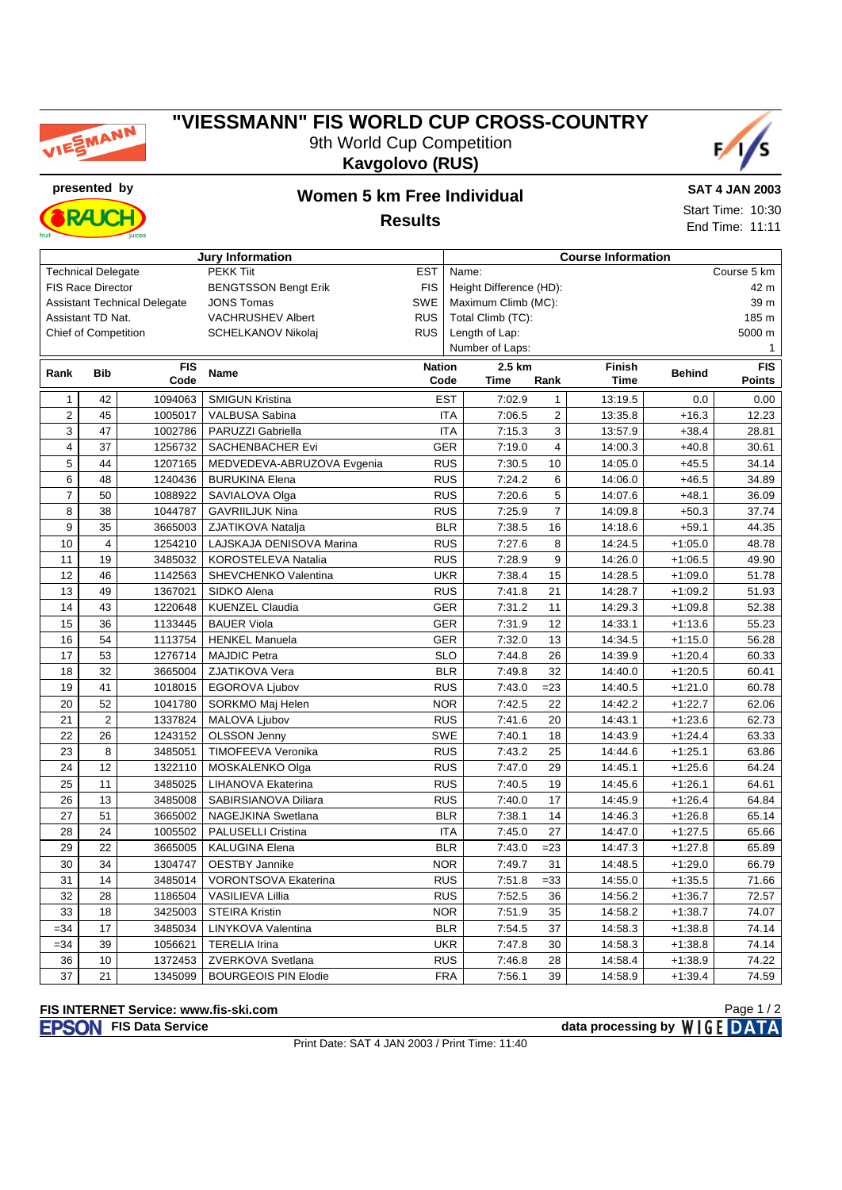# "VIESSMANN" FIS WORLD CUP CROSS-COUNTRY

9th World Cup Competition

**Kavgolovo (RUS)**

presented by

## Women 5 km Free Individual

## Results

**SAT 4 JAN 2003**

Start Time: 10:30

End Time: 11:11

| Jury Information | | | Course Information | |
|---|---|---|---|---|
| Technical Delegate | PEKK Tiit | EST | Name: | Course 5 km |
| FIS Race Director | BENGTSSON Bengt Erik | FIS | Height Difference (HD): | 42 m |
| Assistant Technical Delegate | JONS Tomas | SWE | Maximum Climb (MC): | 39 m |
| Assistant TD Nat. | VACHRUSHEV Albert | RUS | Total Climb (TC): | 185 m |
| Chief of Competition | SCHELKANOV Nikolaj | RUS | Length of Lap: | 5000 m |
| | | | Number of Laps: | 1 |

| Rank | Bib | FIS Code | Name | Nation Code | 2.5 km Time | 2.5 km Rank | Finish Time | Behind | FIS Points |
|---|---|---|---|---|---|---|---|---|---|
| 1 | 42 | 1094063 | SMIGUN Kristina | EST | 7:02.9 | 1 | 13:19.5 | 0.0 | 0.00 |
| 2 | 45 | 1005017 | VALBUSA Sabina | ITA | 7:06.5 | 2 | 13:35.8 | +16.3 | 12.23 |
| 3 | 47 | 1002786 | PARUZZI Gabriella | ITA | 7:15.3 | 3 | 13:57.9 | +38.4 | 28.81 |
| 4 | 37 | 1256732 | SACHENBACHER Evi | GER | 7:19.0 | 4 | 14:00.3 | +40.8 | 30.61 |
| 5 | 44 | 1207165 | MEDVEDEVA-ABRUZOVA Evgenia | RUS | 7:30.5 | 10 | 14:05.0 | +45.5 | 34.14 |
| 6 | 48 | 1240436 | BURUKINA Elena | RUS | 7:24.2 | 6 | 14:06.0 | +46.5 | 34.89 |
| 7 | 50 | 1088922 | SAVIALOVA Olga | RUS | 7:20.6 | 5 | 14:07.6 | +48.1 | 36.09 |
| 8 | 38 | 1044787 | GAVRIILJUK Nina | RUS | 7:25.9 | 7 | 14:09.8 | +50.3 | 37.74 |
| 9 | 35 | 3665003 | ZJATIKOVA Natalja | BLR | 7:38.5 | 16 | 14:18.6 | +59.1 | 44.35 |
| 10 | 4 | 1254210 | LAJSKAJA DENISOVA Marina | RUS | 7:27.6 | 8 | 14:24.5 | +1:05.0 | 48.78 |
| 11 | 19 | 3485032 | KOROSTELEVA Natalia | RUS | 7:28.9 | 9 | 14:26.0 | +1:06.5 | 49.90 |
| 12 | 46 | 1142563 | SHEVCHENKO Valentina | UKR | 7:38.4 | 15 | 14:28.5 | +1:09.0 | 51.78 |
| 13 | 49 | 1367021 | SIDKO Alena | RUS | 7:41.8 | 21 | 14:28.7 | +1:09.2 | 51.93 |
| 14 | 43 | 1220648 | KUENZEL Claudia | GER | 7:31.2 | 11 | 14:29.3 | +1:09.8 | 52.38 |
| 15 | 36 | 1133445 | BAUER Viola | GER | 7:31.9 | 12 | 14:33.1 | +1:13.6 | 55.23 |
| 16 | 54 | 1113754 | HENKEL Manuela | GER | 7:32.0 | 13 | 14:34.5 | +1:15.0 | 56.28 |
| 17 | 53 | 1276714 | MAJDIC Petra | SLO | 7:44.8 | 26 | 14:39.9 | +1:20.4 | 60.33 |
| 18 | 32 | 3665004 | ZJATIKOVA Vera | BLR | 7:49.8 | 32 | 14:40.0 | +1:20.5 | 60.41 |
| 19 | 41 | 1018015 | EGOROVA Ljubov | RUS | 7:43.0 | =23 | 14:40.5 | +1:21.0 | 60.78 |
| 20 | 52 | 1041780 | SORKMO Maj Helen | NOR | 7:42.5 | 22 | 14:42.2 | +1:22.7 | 62.06 |
| 21 | 2 | 1337824 | MALOVA Ljubov | RUS | 7:41.6 | 20 | 14:43.1 | +1:23.6 | 62.73 |
| 22 | 26 | 1243152 | OLSSON Jenny | SWE | 7:40.1 | 18 | 14:43.9 | +1:24.4 | 63.33 |
| 23 | 8 | 3485051 | TIMOFEEVA Veronika | RUS | 7:43.2 | 25 | 14:44.6 | +1:25.1 | 63.86 |
| 24 | 12 | 1322110 | MOSKALENKO Olga | RUS | 7:47.0 | 29 | 14:45.1 | +1:25.6 | 64.24 |
| 25 | 11 | 3485025 | LIHANOVA Ekaterina | RUS | 7:40.5 | 19 | 14:45.6 | +1:26.1 | 64.61 |
| 26 | 13 | 3485008 | SABIRSIANOVA Diliara | RUS | 7:40.0 | 17 | 14:45.9 | +1:26.4 | 64.84 |
| 27 | 51 | 3665002 | NAGEJKINA Swetlana | BLR | 7:38.1 | 14 | 14:46.3 | +1:26.8 | 65.14 |
| 28 | 24 | 1005502 | PALUSELLI Cristina | ITA | 7:45.0 | 27 | 14:47.0 | +1:27.5 | 65.66 |
| 29 | 22 | 3665005 | KALUGINA Elena | BLR | 7:43.0 | =23 | 14:47.3 | +1:27.8 | 65.89 |
| 30 | 34 | 1304747 | OESTBY Jannike | NOR | 7:49.7 | 31 | 14:48.5 | +1:29.0 | 66.79 |
| 31 | 14 | 3485014 | VORONTSOVA Ekaterina | RUS | 7:51.8 | =33 | 14:55.0 | +1:35.5 | 71.66 |
| 32 | 28 | 1186504 | VASILIEVA Lillia | RUS | 7:52.5 | 36 | 14:56.2 | +1:36.7 | 72.57 |
| 33 | 18 | 3425003 | STEIRA Kristin | NOR | 7:51.9 | 35 | 14:58.2 | +1:38.7 | 74.07 |
| =34 | 17 | 3485034 | LINYKOVA Valentina | BLR | 7:54.5 | 37 | 14:58.3 | +1:38.8 | 74.14 |
| =34 | 39 | 1056621 | TERELIA Irina | UKR | 7:47.8 | 30 | 14:58.3 | +1:38.8 | 74.14 |
| 36 | 10 | 1372453 | ZVERKOVA Svetlana | RUS | 7:46.8 | 28 | 14:58.4 | +1:38.9 | 74.22 |
| 37 | 21 | 1345099 | BOURGEOIS PIN Elodie | FRA | 7:56.1 | 39 | 14:58.9 | +1:39.4 | 74.59 |

**FIS INTERNET Service: www.fis-ski.com**

EPSON **FIS Data Service**

**data processing by WIGE DATA**

Print Date: SAT 4 JAN 2003 / Print Time: 11:40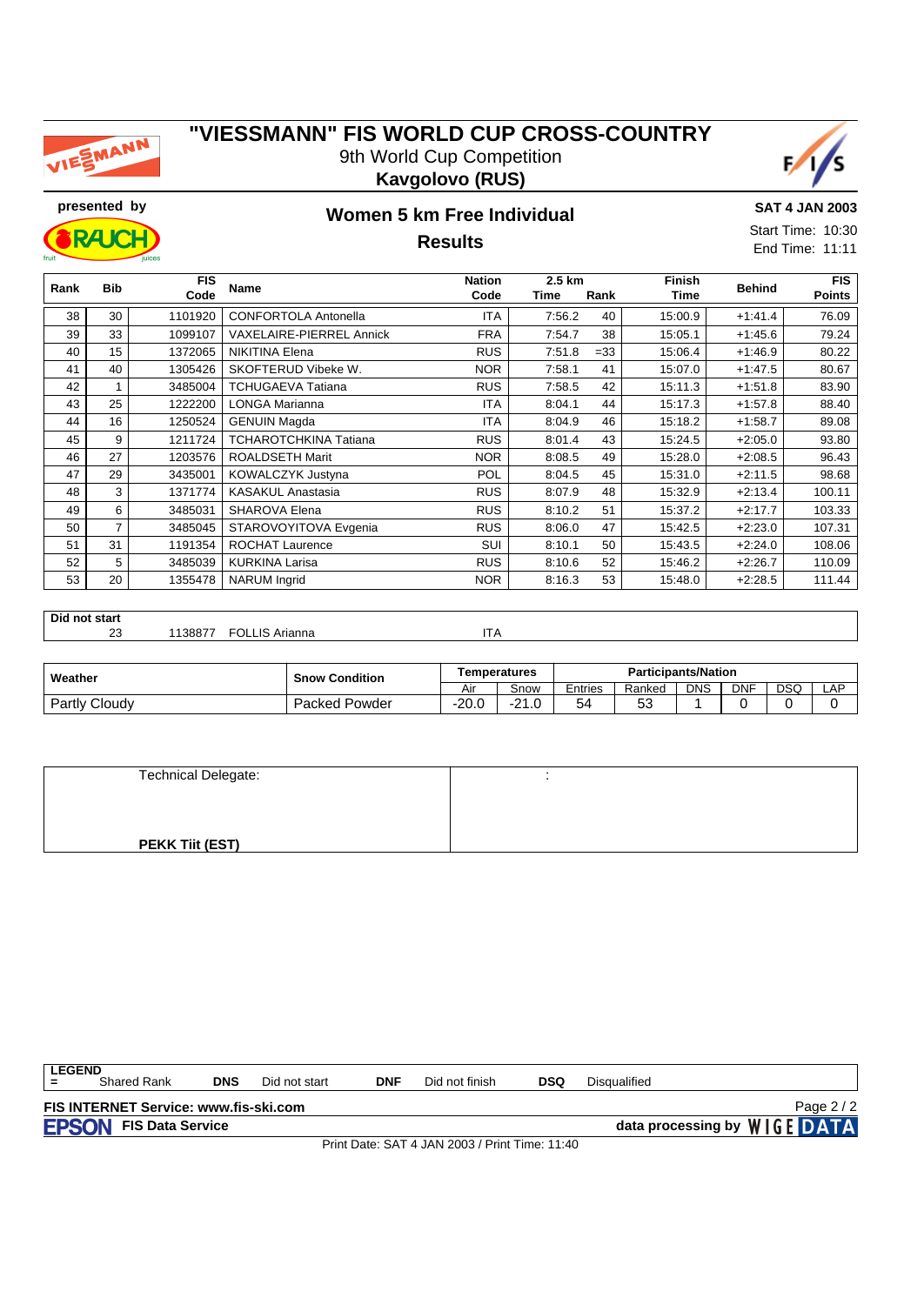# "VIESSMANN" FIS WORLD CUP CROSS-COUNTRY

9th World Cup Competition

**Kavgolovo (RUS)**

presented by

## Women 5 km Free Individual

## Results

**SAT 4 JAN 2003**

Start Time: 10:30

End Time: 11:11

| Rank | Bib | FIS Code | Name | Nation Code | 2.5 km Time | 2.5 km Rank | Finish Time | Behind | FIS Points |
|---|---|---|---|---|---|---|---|---|---|
| 38 | 30 | 1101920 | CONFORTOLA Antonella | ITA | 7:56.2 | 40 | 15:00.9 | +1:41.4 | 76.09 |
| 39 | 33 | 1099107 | VAXELAIRE-PIERREL Annick | FRA | 7:54.7 | 38 | 15:05.1 | +1:45.6 | 79.24 |
| 40 | 15 | 1372065 | NIKITINA Elena | RUS | 7:51.8 | =33 | 15:06.4 | +1:46.9 | 80.22 |
| 41 | 40 | 1305426 | SKOFTERUD Vibeke W. | NOR | 7:58.1 | 41 | 15:07.0 | +1:47.5 | 80.67 |
| 42 | 1 | 3485004 | TCHUGAEVA Tatiana | RUS | 7:58.5 | 42 | 15:11.3 | +1:51.8 | 83.90 |
| 43 | 25 | 1222200 | LONGA Marianna | ITA | 8:04.1 | 44 | 15:17.3 | +1:57.8 | 88.40 |
| 44 | 16 | 1250524 | GENUIN Magda | ITA | 8:04.9 | 46 | 15:18.2 | +1:58.7 | 89.08 |
| 45 | 9 | 1211724 | TCHAROTCHKINA Tatiana | RUS | 8:01.4 | 43 | 15:24.5 | +2:05.0 | 93.80 |
| 46 | 27 | 1203576 | ROALDSETH Marit | NOR | 8:08.5 | 49 | 15:28.0 | +2:08.5 | 96.43 |
| 47 | 29 | 3435001 | KOWALCZYK Justyna | POL | 8:04.5 | 45 | 15:31.0 | +2:11.5 | 98.68 |
| 48 | 3 | 1371774 | KASAKUL Anastasia | RUS | 8:07.9 | 48 | 15:32.9 | +2:13.4 | 100.11 |
| 49 | 6 | 3485031 | SHAROVA Elena | RUS | 8:10.2 | 51 | 15:37.2 | +2:17.7 | 103.33 |
| 50 | 7 | 3485045 | STAROVOYITOVA Evgenia | RUS | 8:06.0 | 47 | 15:42.5 | +2:23.0 | 107.31 |
| 51 | 31 | 1191354 | ROCHAT Laurence | SUI | 8:10.1 | 50 | 15:43.5 | +2:24.0 | 108.06 |
| 52 | 5 | 3485039 | KURKINA Larisa | RUS | 8:10.6 | 52 | 15:46.2 | +2:26.7 | 110.09 |
| 53 | 20 | 1355478 | NARUM Ingrid | NOR | 8:16.3 | 53 | 15:48.0 | +2:28.5 | 111.44 |

**Did not start**

| Bib | FIS Code | Name | Nation Code |
|---|---|---|---|
| 23 | 1138877 | FOLLIS Arianna | ITA |

| Weather | Snow Condition | Temperatures | | Participants/Nation | | | | | |
|---|---|---|---|---|---|---|---|---|---|
| | | Air | Snow | Entries | Ranked | DNS | DNF | DSQ | LAP |
| Partly Cloudy | Packed Powder | -20.0 | -21.0 | 54 | 53 | 1 | 0 | 0 | 0 |

| Technical Delegate: | : |
|---|---|
| **PEKK Tiit (EST)** | |

**LEGEND**

= Shared Rank | **DNS** Did not start | **DNF** Did not finish | **DSQ** Disqualified

**FIS INTERNET Service: www.fis-ski.com**

**EPSON FIS Data Service** — data processing by WIGE DATA

Print Date: SAT 4 JAN 2003 / Print Time: 11:40